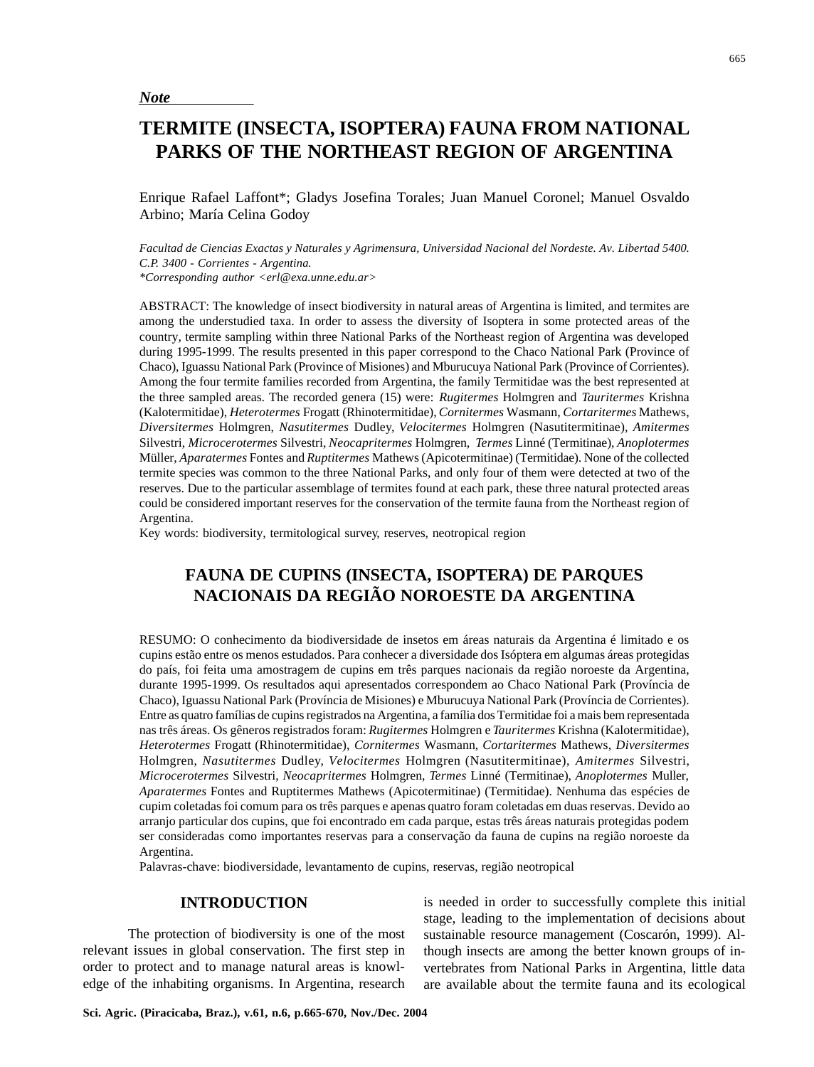*Note*

# TERMITE (INSECTA, ISOPTERA) FAUNA FROM NATIONAL PARKS OF THE NORTHEAST REGION OF ARGENTINA

Enrique Rafael Laffont*; Gladys Josefina Torales; Juan Manuel Coronel; Manuel Osvaldo Arbino; María Celina Godoy

*Facultad de Ciencias Exactas y Naturales y Agrimensura, Universidad Nacional del Nordeste. Av. Libertad 5400. C.P. 3400 - Corrientes - Argentina.*
*\*Corresponding author <erl@exa.unne.edu.ar>*

ABSTRACT: The knowledge of insect biodiversity in natural areas of Argentina is limited, and termites are among the understudied taxa. In order to assess the diversity of Isoptera in some protected areas of the country, termite sampling within three National Parks of the Northeast region of Argentina was developed during 1995-1999. The results presented in this paper correspond to the Chaco National Park (Province of Chaco), Iguassu National Park (Province of Misiones) and Mburucuya National Park (Province of Corrientes). Among the four termite families recorded from Argentina, the family Termitidae was the best represented at the three sampled areas. The recorded genera (15) were: *Rugitermes* Holmgren and *Tauritermes* Krishna (Kalotermitidae), *Heterotermes* Frogatt (Rhinotermitidae), *Cornitermes* Wasmann, *Cortaritermes* Mathews, *Diversitermes* Holmgren, *Nasutitermes* Dudley, *Velocitermes* Holmgren (Nasutitermitinae), *Amitermes* Silvestri, *Microcerotermes* Silvestri, *Neocapritermes* Holmgren, *Termes* Linné (Termitinae), *Anoplotermes* Müller, *Aparatermes* Fontes and *Ruptitermes* Mathews (Apicotermitinae) (Termitidae). None of the collected termite species was common to the three National Parks, and only four of them were detected at two of the reserves. Due to the particular assemblage of termites found at each park, these three natural protected areas could be considered important reserves for the conservation of the termite fauna from the Northeast region of Argentina.
Key words: biodiversity, termitological survey, reserves, neotropical region

# FAUNA DE CUPINS (INSECTA, ISOPTERA) DE PARQUES NACIONAIS DA REGIÃO NOROESTE DA ARGENTINA

RESUMO: O conhecimento da biodiversidade de insetos em áreas naturais da Argentina é limitado e os cupins estão entre os menos estudados. Para conhecer a diversidade dos Isóptera em algumas áreas protegidas do país, foi feita uma amostragem de cupins em três parques nacionais da região noroeste da Argentina, durante 1995-1999. Os resultados aqui apresentados correspondem ao Chaco National Park (Província de Chaco), Iguassu National Park (Província de Misiones) e Mburucuya National Park (Província de Corrientes). Entre as quatro famílias de cupins registrados na Argentina, a família dos Termitidae foi a mais bem representada nas três áreas. Os gêneros registrados foram: *Rugitermes* Holmgren e *Tauritermes* Krishna (Kalotermitidae), *Heterotermes* Frogatt (Rhinotermitidae), *Cornitermes* Wasmann, *Cortaritermes* Mathews, *Diversitermes* Holmgren, *Nasutitermes* Dudley, *Velocitermes* Holmgren (Nasutitermitinae), *Amitermes* Silvestri, *Microcerotermes* Silvestri, *Neocapritermes* Holmgren, *Termes* Linné (Termitinae), *Anoplotermes* Muller, *Aparatermes* Fontes and Ruptitermes Mathews (Apicotermitinae) (Termitidae). Nenhuma das espécies de cupim coletadas foi comum para os três parques e apenas quatro foram coletadas em duas reservas. Devido ao arranjo particular dos cupins, que foi encontrado em cada parque, estas três áreas naturais protegidas podem ser consideradas como importantes reservas para a conservação da fauna de cupins na região noroeste da Argentina.
Palavras-chave: biodiversidade, levantamento de cupins, reservas, região neotropical

## INTRODUCTION

The protection of biodiversity is one of the most relevant issues in global conservation. The first step in order to protect and to manage natural areas is knowledge of the inhabiting organisms. In Argentina, research is needed in order to successfully complete this initial stage, leading to the implementation of decisions about sustainable resource management (Coscarón, 1999). Although insects are among the better known groups of invertebrates from National Parks in Argentina, little data are available about the termite fauna and its ecological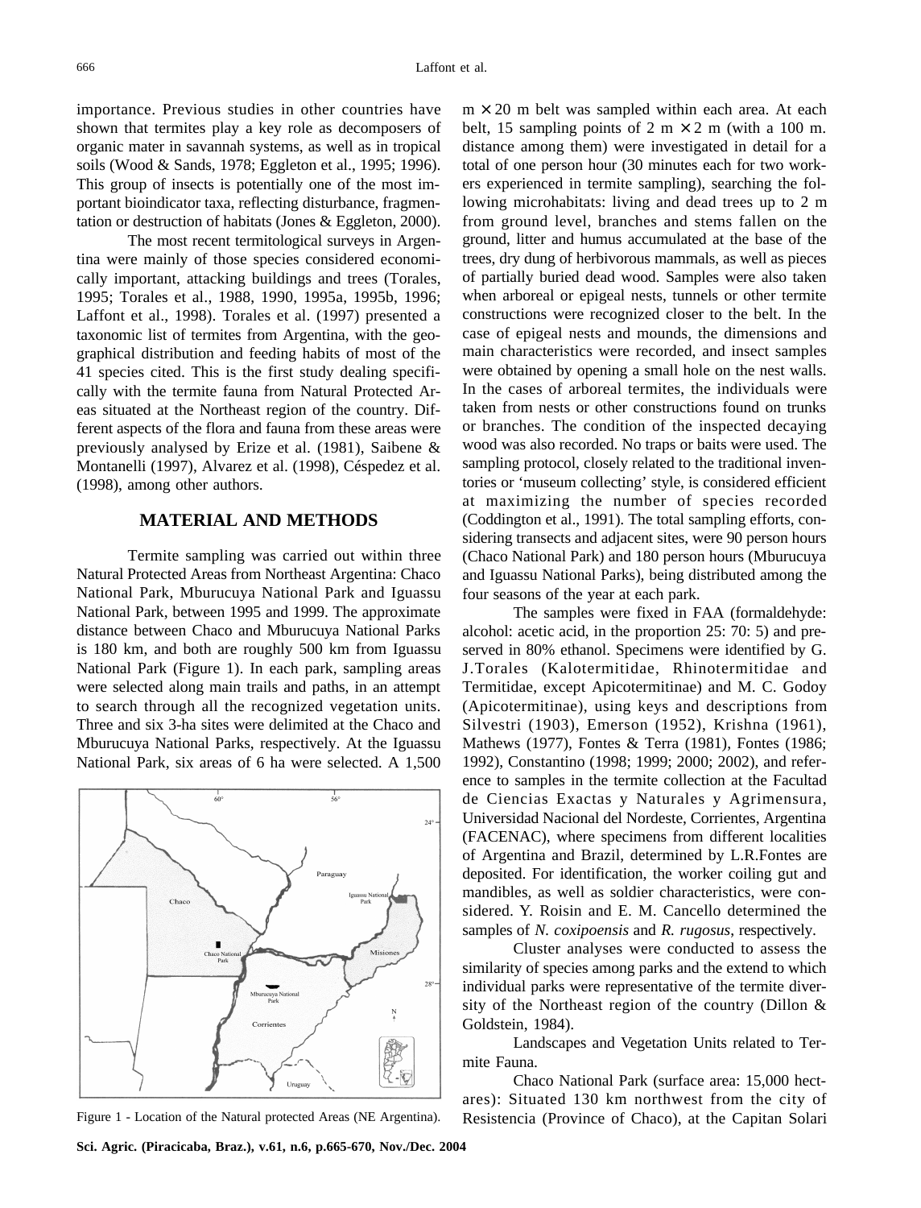importance. Previous studies in other countries have shown that termites play a key role as decomposers of organic mater in savannah systems, as well as in tropical soils (Wood & Sands, 1978; Eggleton et al., 1995; 1996). This group of insects is potentially one of the most important bioindicator taxa, reflecting disturbance, fragmentation or destruction of habitats (Jones & Eggleton, 2000).

The most recent termitological surveys in Argentina were mainly of those species considered economically important, attacking buildings and trees (Torales, 1995; Torales et al., 1988, 1990, 1995a, 1995b, 1996; Laffont et al., 1998). Torales et al. (1997) presented a taxonomic list of termites from Argentina, with the geographical distribution and feeding habits of most of the 41 species cited. This is the first study dealing specifically with the termite fauna from Natural Protected Areas situated at the Northeast region of the country. Different aspects of the flora and fauna from these areas were previously analysed by Erize et al. (1981), Saibene & Montanelli (1997), Alvarez et al. (1998), Céspedez et al. (1998), among other authors.

## MATERIAL AND METHODS

Termite sampling was carried out within three Natural Protected Areas from Northeast Argentina: Chaco National Park, Mburucuya National Park and Iguassu National Park, between 1995 and 1999. The approximate distance between Chaco and Mburucuya National Parks is 180 km, and both are roughly 500 km from Iguassu National Park (Figure 1). In each park, sampling areas were selected along main trails and paths, in an attempt to search through all the recognized vegetation units. Three and six 3-ha sites were delimited at the Chaco and Mburucuya National Parks, respectively. At the Iguassu National Park, six areas of 6 ha were selected. A 1,500 m × 20 m belt was sampled within each area. At each belt, 15 sampling points of 2 m × 2 m (with a 100 m. distance among them) were investigated in detail for a total of one person hour (30 minutes each for two workers experienced in termite sampling), searching the following microhabitats: living and dead trees up to 2 m from ground level, branches and stems fallen on the ground, litter and humus accumulated at the base of the trees, dry dung of herbivorous mammals, as well as pieces of partially buried dead wood. Samples were also taken when arboreal or epigeal nests, tunnels or other termite constructions were recognized closer to the belt. In the case of epigeal nests and mounds, the dimensions and main characteristics were recorded, and insect samples were obtained by opening a small hole on the nest walls. In the cases of arboreal termites, the individuals were taken from nests or other constructions found on trunks or branches. The condition of the inspected decaying wood was also recorded. No traps or baits were used. The sampling protocol, closely related to the traditional inventories or 'museum collecting' style, is considered efficient at maximizing the number of species recorded (Coddington et al., 1991). The total sampling efforts, considering transects and adjacent sites, were 90 person hours (Chaco National Park) and 180 person hours (Mburucuya and Iguassu National Parks), being distributed among the four seasons of the year at each park.

Figure 1 - Location of the Natural protected Areas (NE Argentina).

The samples were fixed in FAA (formaldehyde: alcohol: acetic acid, in the proportion 25: 70: 5) and preserved in 80% ethanol. Specimens were identified by G. J.Torales (Kalotermitidae, Rhinotermitidae and Termitidae, except Apicotermitinae) and M. C. Godoy (Apicotermitinae), using keys and descriptions from Silvestri (1903), Emerson (1952), Krishna (1961), Mathews (1977), Fontes & Terra (1981), Fontes (1986; 1992), Constantino (1998; 1999; 2000; 2002), and reference to samples in the termite collection at the Facultad de Ciencias Exactas y Naturales y Agrimensura, Universidad Nacional del Nordeste, Corrientes, Argentina (FACENAC), where specimens from different localities of Argentina and Brazil, determined by L.R.Fontes are deposited. For identification, the worker coiling gut and mandibles, as well as soldier characteristics, were considered. Y. Roisin and E. M. Cancello determined the samples of *N. coxipoensis* and *R. rugosus*, respectively.

Cluster analyses were conducted to assess the similarity of species among parks and the extend to which individual parks were representative of the termite diversity of the Northeast region of the country (Dillon & Goldstein, 1984).

Landscapes and Vegetation Units related to Termite Fauna.

Chaco National Park (surface area: 15,000 hectares): Situated 130 km northwest from the city of Resistencia (Province of Chaco), at the Capitan Solari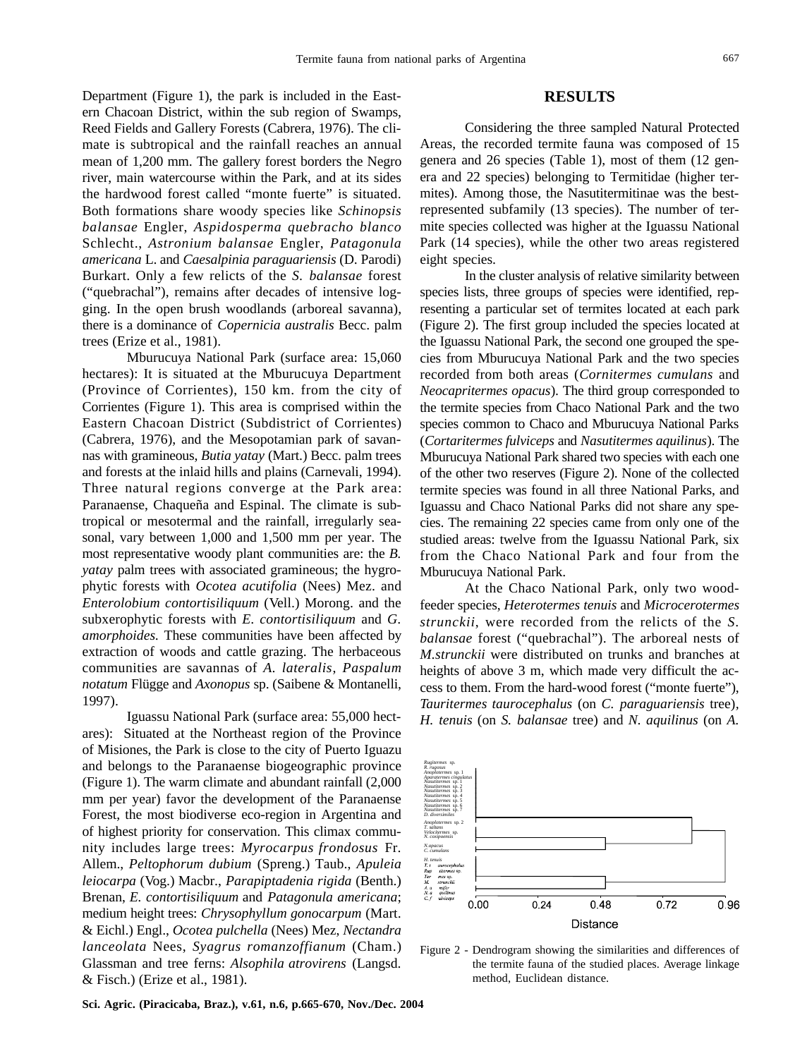Department (Figure 1), the park is included in the Eastern Chacoan District, within the sub region of Swamps, Reed Fields and Gallery Forests (Cabrera, 1976). The climate is subtropical and the rainfall reaches an annual mean of 1,200 mm. The gallery forest borders the Negro river, main watercourse within the Park, and at its sides the hardwood forest called "monte fuerte" is situated. Both formations share woody species like *Schinopsis balansae* Engler, *Aspidosperma quebracho blanco* Schlecht., *Astronium balansae* Engler, *Patagonula americana* L. and *Caesalpinia paraguariensis* (D. Parodi) Burkart. Only a few relicts of the *S. balansae* forest ("quebrachal"), remains after decades of intensive logging. In the open brush woodlands (arboreal savanna), there is a dominance of *Copernicia australis* Becc. palm trees (Erize et al., 1981).

Mburucuya National Park (surface area: 15,060 hectares): It is situated at the Mburucuya Department (Province of Corrientes), 150 km. from the city of Corrientes (Figure 1). This area is comprised within the Eastern Chacoan District (Subdistrict of Corrientes) (Cabrera, 1976), and the Mesopotamian park of savannas with gramineous, *Butia yatay* (Mart.) Becc. palm trees and forests at the inlaid hills and plains (Carnevali, 1994). Three natural regions converge at the Park area: Paranaense, Chaqueña and Espinal. The climate is subtropical or mesotermal and the rainfall, irregularly seasonal, vary between 1,000 and 1,500 mm per year. The most representative woody plant communities are: the *B. yatay* palm trees with associated gramineous; the hygrophytic forests with *Ocotea acutifolia* (Nees) Mez. and *Enterolobium contortisiliquum* (Vell.) Morong. and the subxerophytic forests with *E. contortisiliquum* and *G. amorphoides.* These communities have been affected by extraction of woods and cattle grazing. The herbaceous communities are savannas of *A. lateralis*, *Paspalum notatum* Flügge and *Axonopus* sp. (Saibene & Montanelli, 1997).

Iguassu National Park (surface area: 55,000 hectares): Situated at the Northeast region of the Province of Misiones, the Park is close to the city of Puerto Iguazu and belongs to the Paranaense biogeographic province (Figure 1). The warm climate and abundant rainfall (2,000 mm per year) favor the development of the Paranaense Forest, the most biodiverse eco-region in Argentina and of highest priority for conservation. This climax community includes large trees: *Myrocarpus frondosus* Fr. Allem., *Peltophorum dubium* (Spreng.) Taub., *Apuleia leiocarpa* (Vog.) Macbr., *Parapiptadenia rigida* (Benth.) Brenan, *E. contortisiliquum* and *Patagonula americana*; medium height trees: *Chrysophyllum gonocarpum* (Mart. & Eichl.) Engl., *Ocotea pulchella* (Nees) Mez, *Nectandra lanceolata* Nees, *Syagrus romanzoffianum* (Cham.) Glassman and tree ferns: *Alsophila atrovirens* (Langsd. & Fisch.) (Erize et al., 1981).

## RESULTS

Considering the three sampled Natural Protected Areas, the recorded termite fauna was composed of 15 genera and 26 species (Table 1), most of them (12 genera and 22 species) belonging to Termitidae (higher termites). Among those, the Nasutitermitinae was the best-represented subfamily (13 species). The number of termite species collected was higher at the Iguassu National Park (14 species), while the other two areas registered eight species.

In the cluster analysis of relative similarity between species lists, three groups of species were identified, representing a particular set of termites located at each park (Figure 2). The first group included the species located at the Iguassu National Park, the second one grouped the species from Mburucuya National Park and the two species recorded from both areas (*Cornitermes cumulans* and *Neocapritermes opacus*). The third group corresponded to the termite species from Chaco National Park and the two species common to Chaco and Mburucuya National Parks (*Cortaritermes fulviceps* and *Nasutitermes aquilinus*). The Mburucuya National Park shared two species with each one of the other two reserves (Figure 2). None of the collected termite species was found in all three National Parks, and Iguassu and Chaco National Parks did not share any species. The remaining 22 species came from only one of the studied areas: twelve from the Iguassu National Park, six from the Chaco National Park and four from the Mburucuya National Park.

At the Chaco National Park, only two wood-feeder species, *Heterotermes tenuis* and *Microcerotermes strunckii*, were recorded from the relicts of the *S. balansae* forest ("quebrachal"). The arboreal nests of *M.strunckii* were distributed on trunks and branches at heights of above 3 m, which made very difficult the access to them. From the hard-wood forest ("monte fuerte"), *Tauritermes taurocephalus* (on *C. paraguariensis* tree), *H. tenuis* (on *S. balansae* tree) and *N. aquilinus* (on *A.*

Figure 2 - Dendrogram showing the similarities and differences of the termite fauna of the studied places. Average linkage method, Euclidean distance.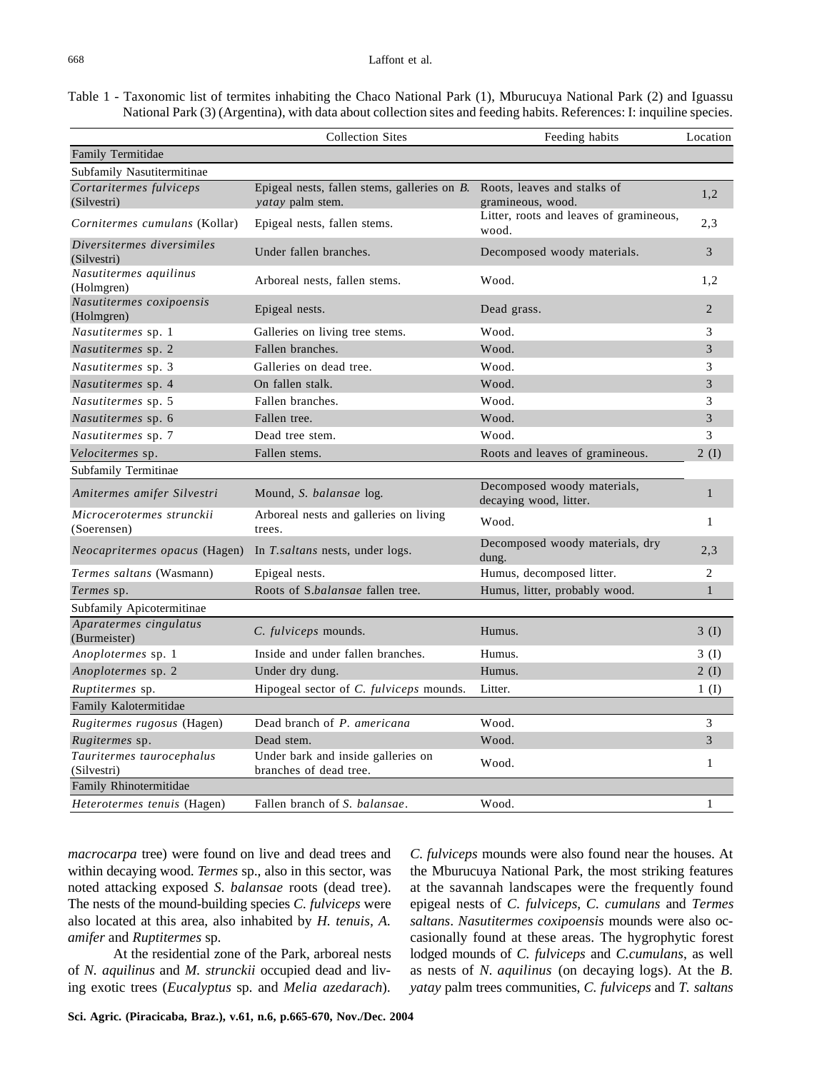Table 1 - Taxonomic list of termites inhabiting the Chaco National Park (1), Mburucuya National Park (2) and Iguassu National Park (3) (Argentina), with data about collection sites and feeding habits. References: I: inquiline species.

| | Collection Sites | Feeding habits | Location |
|---|---|---|---|
| Family Termitidae | | | |
| Subfamily Nasutitermitinae | | | |
| *Cortaritermes fulviceps* (Silvestri) | Epigeal nests, fallen stems, galleries on *B. yatay* palm stem. | Roots, leaves and stalks of gramineous, wood. | 1,2 |
| *Cornitermes cumulans* (Kollar) | Epigeal nests, fallen stems. | Litter, roots and leaves of gramineous, wood. | 2,3 |
| *Diversitermes diversimiles* (Silvestri) | Under fallen branches. | Decomposed woody materials. | 3 |
| *Nasutitermes aquilinus* (Holmgren) | Arboreal nests, fallen stems. | Wood. | 1,2 |
| *Nasutitermes coxipoensis* (Holmgren) | Epigeal nests. | Dead grass. | 2 |
| *Nasutitermes* sp. 1 | Galleries on living tree stems. | Wood. | 3 |
| *Nasutitermes* sp. 2 | Fallen branches. | Wood. | 3 |
| *Nasutitermes* sp. 3 | Galleries on dead tree. | Wood. | 3 |
| *Nasutitermes* sp. 4 | On fallen stalk. | Wood. | 3 |
| *Nasutitermes* sp. 5 | Fallen branches. | Wood. | 3 |
| *Nasutitermes* sp. 6 | Fallen tree. | Wood. | 3 |
| *Nasutitermes* sp. 7 | Dead tree stem. | Wood. | 3 |
| *Velocitermes* sp. | Fallen stems. | Roots and leaves of gramineous. | 2 (I) |
| Subfamily Termitinae | | | |
| *Amitermes amifer Silvestri* | Mound, *S. balansae* log. | Decomposed woody materials, decaying wood, litter. | 1 |
| *Microcerotermes strunckii* (Soerensen) | Arboreal nests and galleries on living trees. | Wood. | 1 |
| *Neocapritermes opacus* (Hagen) | In *T.saltans* nests, under logs. | Decomposed woody materials, dry dung. | 2,3 |
| *Termes saltans* (Wasmann) | Epigeal nests. | Humus, decomposed litter. | 2 |
| *Termes* sp. | Roots of S.*balansae* fallen tree. | Humus, litter, probably wood. | 1 |
| Subfamily Apicotermitinae | | | |
| *Aparatermes cingulatus* (Burmeister) | *C. fulviceps* mounds. | Humus. | 3 (I) |
| *Anoplotermes* sp. 1 | Inside and under fallen branches. | Humus. | 3 (I) |
| *Anoplotermes* sp. 2 | Under dry dung. | Humus. | 2 (I) |
| *Ruptitermes* sp. | Hipogeal sector of *C. fulviceps* mounds. | Litter. | 1 (I) |
| Family Kalotermitidae | | | |
| *Rugitermes rugosus* (Hagen) | Dead branch of *P. americana* | Wood. | 3 |
| *Rugitermes* sp. | Dead stem. | Wood. | 3 |
| *Tauritermes taurocephalus* (Silvestri) | Under bark and inside galleries on branches of dead tree. | Wood. | 1 |
| Family Rhinotermitidae | | | |
| *Heterotermes tenuis* (Hagen) | Fallen branch of *S. balansae*. | Wood. | 1 |

*macrocarpa* tree) were found on live and dead trees and within decaying wood. *Termes* sp., also in this sector, was noted attacking exposed *S. balansae* roots (dead tree). The nests of the mound-building species *C. fulviceps* were also located at this area, also inhabited by *H. tenuis, A. amifer* and *Ruptitermes* sp.

At the residential zone of the Park, arboreal nests of *N. aquilinus* and *M. strunckii* occupied dead and living exotic trees (*Eucalyptus* sp. and *Melia azedarach*). *C. fulviceps* mounds were also found near the houses. At the Mburucuya National Park, the most striking features at the savannah landscapes were the frequently found epigeal nests of *C. fulviceps*, *C. cumulans* and *Termes saltans*. *Nasutitermes coxipoensis* mounds were also occasionally found at these areas. The hygrophytic forest lodged mounds of *C. fulviceps* and *C.cumulans*, as well as nests of *N. aquilinus* (on decaying logs). At the *B. yatay* palm trees communities, *C. fulviceps* and *T. saltans*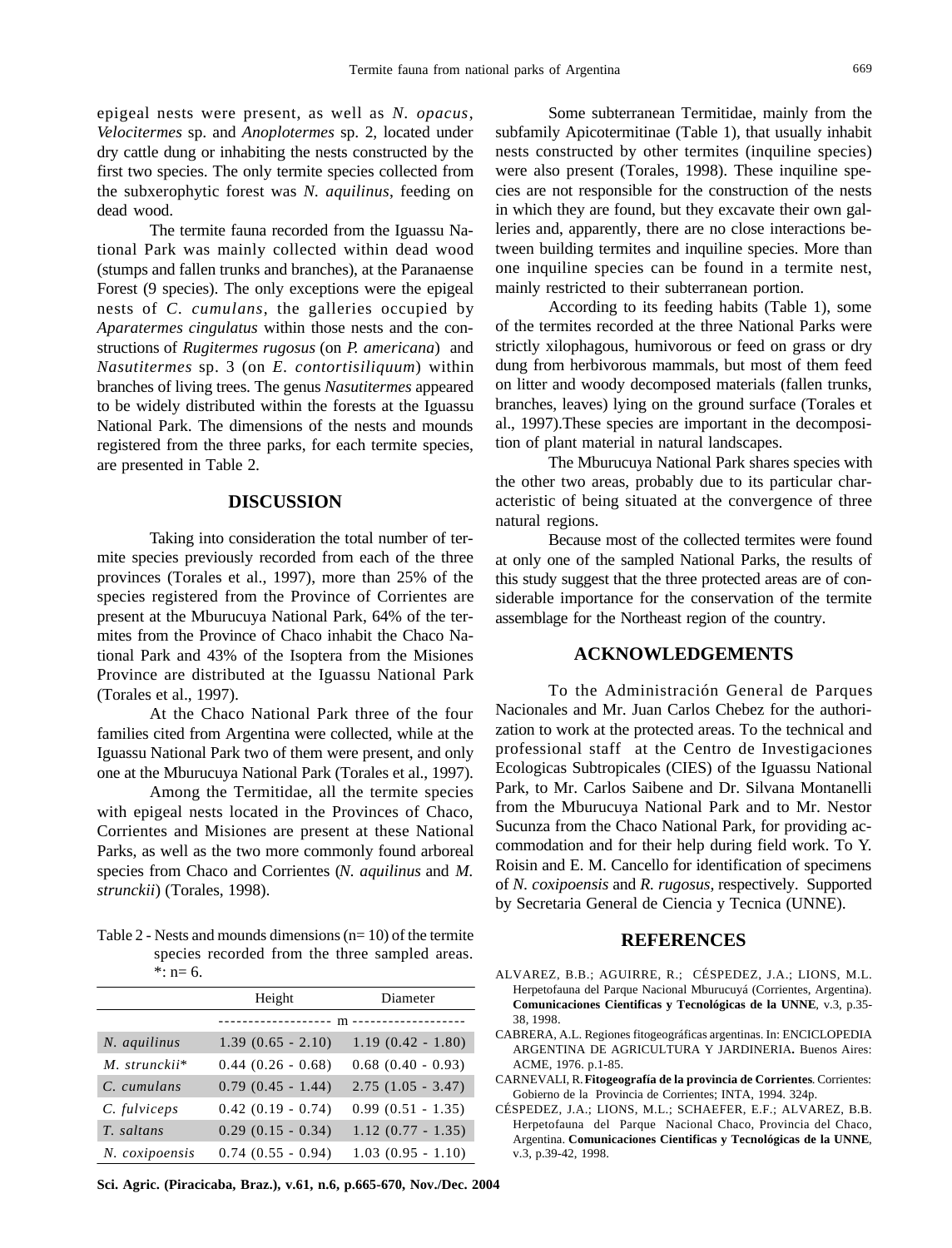epigeal nests were present, as well as *N. opacus*, *Velocitermes* sp. and *Anoplotermes* sp. 2, located under dry cattle dung or inhabiting the nests constructed by the first two species. The only termite species collected from the subxerophytic forest was *N. aquilinus*, feeding on dead wood.

The termite fauna recorded from the Iguassu National Park was mainly collected within dead wood (stumps and fallen trunks and branches), at the Paranaense Forest (9 species). The only exceptions were the epigeal nests of *C. cumulans*, the galleries occupied by *Aparatermes cingulatus* within those nests and the constructions of *Rugitermes rugosus* (on *P. americana*) and *Nasutitermes* sp. 3 (on *E. contortisiliquum*) within branches of living trees. The genus *Nasutitermes* appeared to be widely distributed within the forests at the Iguassu National Park. The dimensions of the nests and mounds registered from the three parks, for each termite species, are presented in Table 2.

## DISCUSSION

Taking into consideration the total number of termite species previously recorded from each of the three provinces (Torales et al., 1997), more than 25% of the species registered from the Province of Corrientes are present at the Mburucuya National Park, 64% of the termites from the Province of Chaco inhabit the Chaco National Park and 43% of the Isoptera from the Misiones Province are distributed at the Iguassu National Park (Torales et al., 1997).

At the Chaco National Park three of the four families cited from Argentina were collected, while at the Iguassu National Park two of them were present, and only one at the Mburucuya National Park (Torales et al., 1997).

Among the Termitidae, all the termite species with epigeal nests located in the Provinces of Chaco, Corrientes and Misiones are present at these National Parks, as well as the two more commonly found arboreal species from Chaco and Corrientes (*N. aquilinus* and *M. strunckii*) (Torales, 1998).

Table 2 - Nests and mounds dimensions (n= 10) of the termite species recorded from the three sampled areas. *: n= 6.

| | Height | Diameter |
|---|---|---|
| | m | |
| *N. aquilinus* | 1.39 (0.65 - 2.10) | 1.19 (0.42 - 1.80) |
| *M. strunckii** | 0.44 (0.26 - 0.68) | 0.68 (0.40 - 0.93) |
| *C. cumulans* | 0.79 (0.45 - 1.44) | 2.75 (1.05 - 3.47) |
| *C. fulviceps* | 0.42 (0.19 - 0.74) | 0.99 (0.51 - 1.35) |
| *T. saltans* | 0.29 (0.15 - 0.34) | 1.12 (0.77 - 1.35) |
| *N. coxipoensis* | 0.74 (0.55 - 0.94) | 1.03 (0.95 - 1.10) |

Some subterranean Termitidae, mainly from the subfamily Apicotermitinae (Table 1), that usually inhabit nests constructed by other termites (inquiline species) were also present (Torales, 1998). These inquiline species are not responsible for the construction of the nests in which they are found, but they excavate their own galleries and, apparently, there are no close interactions between building termites and inquiline species. More than one inquiline species can be found in a termite nest, mainly restricted to their subterranean portion.

According to its feeding habits (Table 1), some of the termites recorded at the three National Parks were strictly xilophagous, humivorous or feed on grass or dry dung from herbivorous mammals, but most of them feed on litter and woody decomposed materials (fallen trunks, branches, leaves) lying on the ground surface (Torales et al., 1997).These species are important in the decomposition of plant material in natural landscapes.

The Mburucuya National Park shares species with the other two areas, probably due to its particular characteristic of being situated at the convergence of three natural regions.

Because most of the collected termites were found at only one of the sampled National Parks, the results of this study suggest that the three protected areas are of considerable importance for the conservation of the termite assemblage for the Northeast region of the country.

## ACKNOWLEDGEMENTS

To the Administración General de Parques Nacionales and Mr. Juan Carlos Chebez for the authorization to work at the protected areas. To the technical and professional staff at the Centro de Investigaciones Ecologicas Subtropicales (CIES) of the Iguassu National Park, to Mr. Carlos Saibene and Dr. Silvana Montanelli from the Mburucuya National Park and to Mr. Nestor Sucunza from the Chaco National Park, for providing accommodation and for their help during field work. To Y. Roisin and E. M. Cancello for identification of specimens of *N. coxipoensis* and *R. rugosus*, respectively. Supported by Secretaria General de Ciencia y Tecnica (UNNE).

## REFERENCES

ALVAREZ, B.B.; AGUIRRE, R.; CÉSPEDEZ, J.A.; LIONS, M.L. Herpetofauna del Parque Nacional Mburucuyá (Corrientes, Argentina). **Comunicaciones Cientificas y Tecnológicas de la UNNE**, v.3, p.35-38, 1998.

CABRERA, A.L. Regiones fitogeográficas argentinas. In: ENCICLOPEDIA ARGENTINA DE AGRICULTURA Y JARDINERIA**.** Buenos Aires: ACME, 1976. p.1-85.

CARNEVALI, R. **Fitogeografía de la provincia de Corrientes**. Corrientes: Gobierno de la Provincia de Corrientes; INTA, 1994. 324p.

CÉSPEDEZ, J.A.; LIONS, M.L.; SCHAEFER, E.F.; ALVAREZ, B.B. Herpetofauna del Parque Nacional Chaco, Provincia del Chaco, Argentina. **Comunicaciones Cientificas y Tecnológicas de la UNNE**, v.3, p.39-42, 1998.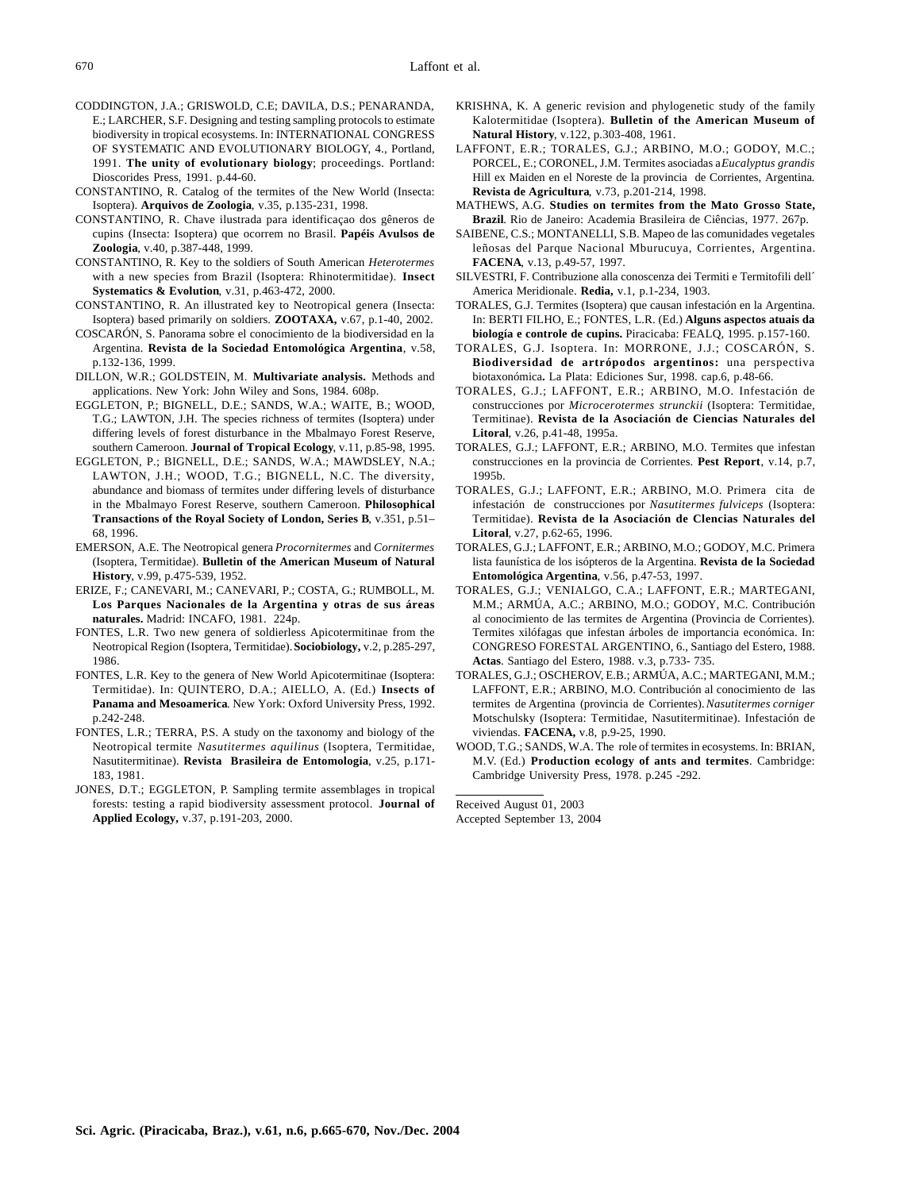CODDINGTON, J.A.; GRISWOLD, C.E; DAVILA, D.S.; PENARANDA, E.; LARCHER, S.F. Designing and testing sampling protocols to estimate biodiversity in tropical ecosystems. In: INTERNATIONAL CONGRESS OF SYSTEMATIC AND EVOLUTIONARY BIOLOGY, 4., Portland, 1991. **The unity of evolutionary biology**; proceedings. Portland: Dioscorides Press, 1991. p.44-60.

CONSTANTINO, R. Catalog of the termites of the New World (Insecta: Isoptera). **Arquivos de Zoologia**, v.35, p.135-231, 1998.

CONSTANTINO, R. Chave ilustrada para identificaçao dos gêneros de cupins (Insecta: Isoptera) que ocorrem no Brasil. **Papéis Avulsos de Zoologia**, v.40, p.387-448, 1999.

CONSTANTINO, R. Key to the soldiers of South American *Heterotermes* with a new species from Brazil (Isoptera: Rhinotermitidae). **Insect Systematics & Evolution**, v.31, p.463-472, 2000.

CONSTANTINO, R. An illustrated key to Neotropical genera (Insecta: Isoptera) based primarily on soldiers. **ZOOTAXA,** v.67, p.1-40, 2002.

COSCARÓN, S. Panorama sobre el conocimiento de la biodiversidad en la Argentina. **Revista de la Sociedad Entomológica Argentina**, v.58, p.132-136, 1999.

DILLON, W.R.; GOLDSTEIN, M. **Multivariate analysis.** Methods and applications. New York: John Wiley and Sons, 1984. 608p.

EGGLETON, P.; BIGNELL, D.E.; SANDS, W.A.; WAITE, B.; WOOD, T.G.; LAWTON, J.H. The species richness of termites (Isoptera) under differing levels of forest disturbance in the Mbalmayo Forest Reserve, southern Cameroon. **Journal of Tropical Ecology**, v.11, p.85-98, 1995.

EGGLETON, P.; BIGNELL, D.E.; SANDS, W.A.; MAWDSLEY, N.A.; LAWTON, J.H.; WOOD, T.G.; BIGNELL, N.C. The diversity, abundance and biomass of termites under differing levels of disturbance in the Mbalmayo Forest Reserve, southern Cameroon. **Philosophical Transactions of the Royal Society of London, Series B**, v.351, p.51–68, 1996.

EMERSON, A.E. The Neotropical genera *Procornitermes* and *Cornitermes* (Isoptera, Termitidae). **Bulletin of the American Museum of Natural History**, v.99, p.475-539, 1952.

ERIZE, F.; CANEVARI, M.; CANEVARI, P.; COSTA, G.; RUMBOLL, M. **Los Parques Nacionales de la Argentina y otras de sus áreas naturales.** Madrid: INCAFO, 1981. 224p.

FONTES, L.R. Two new genera of soldierless Apicotermitinae from the Neotropical Region (Isoptera, Termitidae). **Sociobiology,** v.2, p.285-297, 1986.

FONTES, L.R. Key to the genera of New World Apicotermitinae (Isoptera: Termitidae). In: QUINTERO, D.A.; AIELLO, A. (Ed.) **Insects of Panama and Mesoamerica**. New York: Oxford University Press, 1992. p.242-248.

FONTES, L.R.; TERRA, P.S. A study on the taxonomy and biology of the Neotropical termite *Nasutitermes aquilinus* (Isoptera, Termitidae, Nasutitermitinae). **Revista Brasileira de Entomologia**, v.25, p.171-183, 1981.

JONES, D.T.; EGGLETON, P. Sampling termite assemblages in tropical forests: testing a rapid biodiversity assessment protocol. **Journal of Applied Ecology,** v.37, p.191-203, 2000.

KRISHNA, K. A generic revision and phylogenetic study of the family Kalotermitidae (Isoptera). **Bulletin of the American Museum of Natural History**, v.122, p.303-408, 1961.

LAFFONT, E.R.; TORALES, G.J.; ARBINO, M.O.; GODOY, M.C.; PORCEL, E.; CORONEL, J.M. Termites asociadas a *Eucalyptus grandis* Hill ex Maiden en el Noreste de la provincia de Corrientes, Argentina. **Revista de Agricultura**, v.73, p.201-214, 1998.

MATHEWS, A.G. **Studies on termites from the Mato Grosso State, Brazil**. Rio de Janeiro: Academia Brasileira de Ciências, 1977. 267p.

SAIBENE, C.S.; MONTANELLI, S.B. Mapeo de las comunidades vegetales leñosas del Parque Nacional Mburucuya, Corrientes, Argentina. **FACENA**, v.13, p.49-57, 1997.

SILVESTRI, F. Contribuzione alla conoscenza dei Termiti e Termitofili dell´ America Meridionale. **Redia,** v.1, p.1-234, 1903.

TORALES, G.J. Termites (Isoptera) que causan infestación en la Argentina. In: BERTI FILHO, E.; FONTES, L.R. (Ed.) **Alguns aspectos atuais da biologia e controle de cupins.** Piracicaba: FEALQ, 1995. p.157-160.

TORALES, G.J. Isoptera. In: MORRONE, J.J.; COSCARÓN, S. **Biodiversidad de artrópodos argentinos:** una perspectiva biotaxonómica**.** La Plata: Ediciones Sur, 1998. cap.6, p.48-66.

TORALES, G.J.; LAFFONT, E.R.; ARBINO, M.O. Infestación de construcciones por *Microcerotermes strunckii* (Isoptera: Termitidae, Termitinae). **Revista de la Asociación de Ciencias Naturales del Litoral**, v.26, p.41-48, 1995a.

TORALES, G.J.; LAFFONT, E.R.; ARBINO, M.O. Termites que infestan construcciones en la provincia de Corrientes. **Pest Report**, v.14, p.7, 1995b.

TORALES, G.J.; LAFFONT, E.R.; ARBINO, M.O. Primera cita de infestación de construcciones por *Nasutitermes fulviceps* (Isoptera: Termitidae). **Revista de la Asociación de Clencias Naturales del Litoral**, v.27, p.62-65, 1996.

TORALES, G.J.; LAFFONT, E.R.; ARBINO, M.O.; GODOY, M.C. Primera lista faunística de los isópteros de la Argentina. **Revista de la Sociedad Entomológica Argentina**, v.56, p.47-53, 1997.

TORALES, G.J.; VENIALGO, C.A.; LAFFONT, E.R.; MARTEGANI, M.M.; ARMÚA, A.C.; ARBINO, M.O.; GODOY, M.C. Contribución al conocimiento de las termites de Argentina (Provincia de Corrientes). Termites xilófagas que infestan árboles de importancia económica. In: CONGRESO FORESTAL ARGENTINO, 6., Santiago del Estero, 1988. **Actas**. Santiago del Estero, 1988. v.3, p.733- 735.

TORALES, G.J.; OSCHEROV, E.B.; ARMÚA, A.C.; MARTEGANI, M.M.; LAFFONT, E.R.; ARBINO, M.O. Contribución al conocimiento de las termites de Argentina (provincia de Corrientes). *Nasutitermes corniger* Motschulsky (Isoptera: Termitidae, Nasutitermitinae). Infestación de viviendas. **FACENA,** v.8, p.9-25, 1990.

WOOD, T.G.; SANDS, W.A. The role of termites in ecosystems. In: BRIAN, M.V. (Ed.) **Production ecology of ants and termites**. Cambridge: Cambridge University Press, 1978. p.245 -292.

Received August 01, 2003
Accepted September 13, 2004